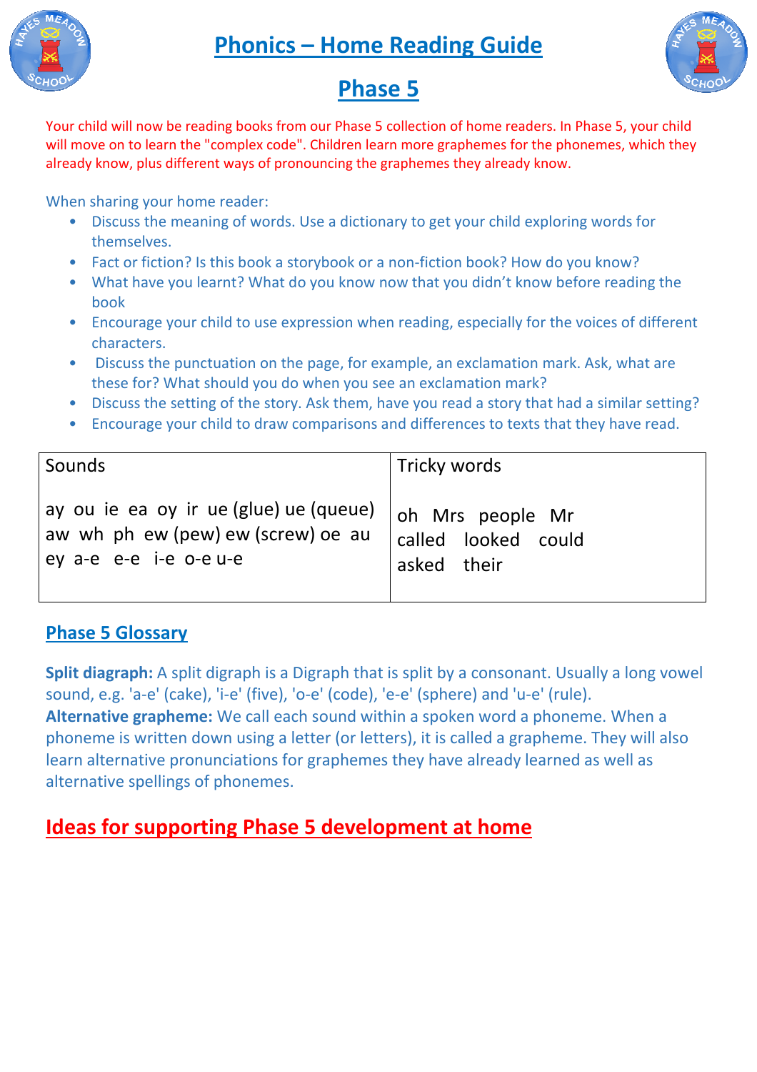# Phonics – Home Reading Guide

## Phase 5

Your child will now be reading books from our Phase 5 collection of home readers. In Phase 5, your child will move on to learn the "complex code". Children learn more graphemes for the phonemes, which they already know, plus different ways of pronouncing the graphemes they already know.

When sharing your home reader:

- Discuss the meaning of words. Use a dictionary to get your child exploring words for themselves.
- Fact or fiction? Is this book a storybook or a non-fiction book? How do you know?
- What have you learnt? What do you know now that you didn't know before reading the book
- Encourage your child to use expression when reading, especially for the voices of different characters.
- Discuss the punctuation on the page, for example, an exclamation mark. Ask, what are these for? What should you do when you see an exclamation mark?
- Discuss the setting of the story. Ask them, have you read a story that had a similar setting?
- Encourage your child to draw comparisons and differences to texts that they have read.

| Sounds | Tricky words |
|---|---|
| ay ou ie ea oy ir ue (glue) ue (queue) aw wh ph ew (pew) ew (screw) oe au ey a-e e-e i-e o-e u-e | oh Mrs people Mr called looked could asked their |

### Phase 5 Glossary

**Split diagraph:** A split digraph is a Digraph that is split by a consonant. Usually a long vowel sound, e.g. 'a-e' (cake), 'i-e' (five), 'o-e' (code), 'e-e' (sphere) and 'u-e' (rule).
**Alternative grapheme:** We call each sound within a spoken word a phoneme. When a phoneme is written down using a letter (or letters), it is called a grapheme. They will also learn alternative pronunciations for graphemes they have already learned as well as alternative spellings of phonemes.

## Ideas for supporting Phase 5 development at home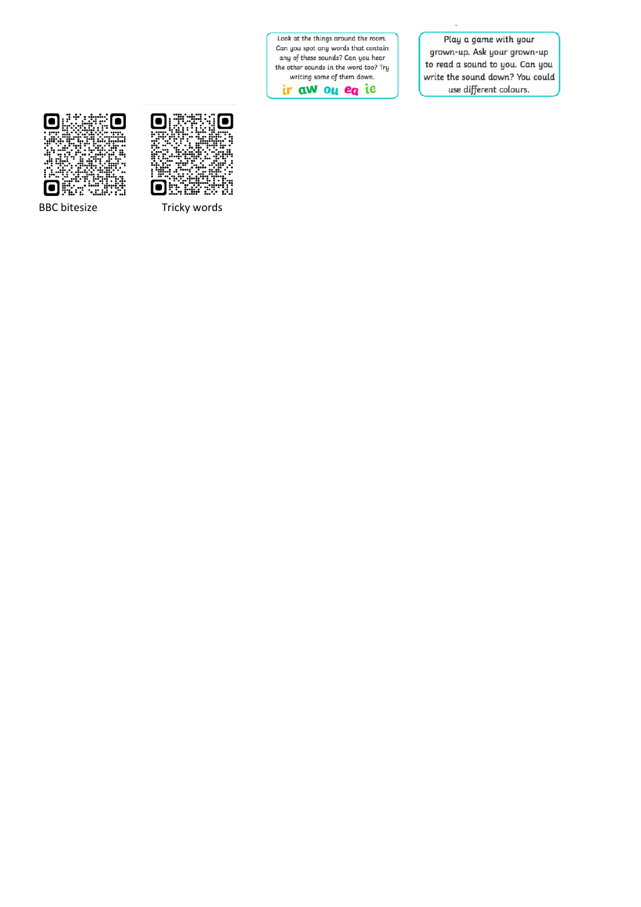Look at the things around the room. Can you spot any words that contain any of these sounds? Can you hear the other sounds in the word too? Try writing some of them down.

ir aw ou ea ie

Play a game with your grown-up. Ask your grown-up to read a sound to you. Can you write the sound down? You could use different colours.

BBC bitesize

Tricky words